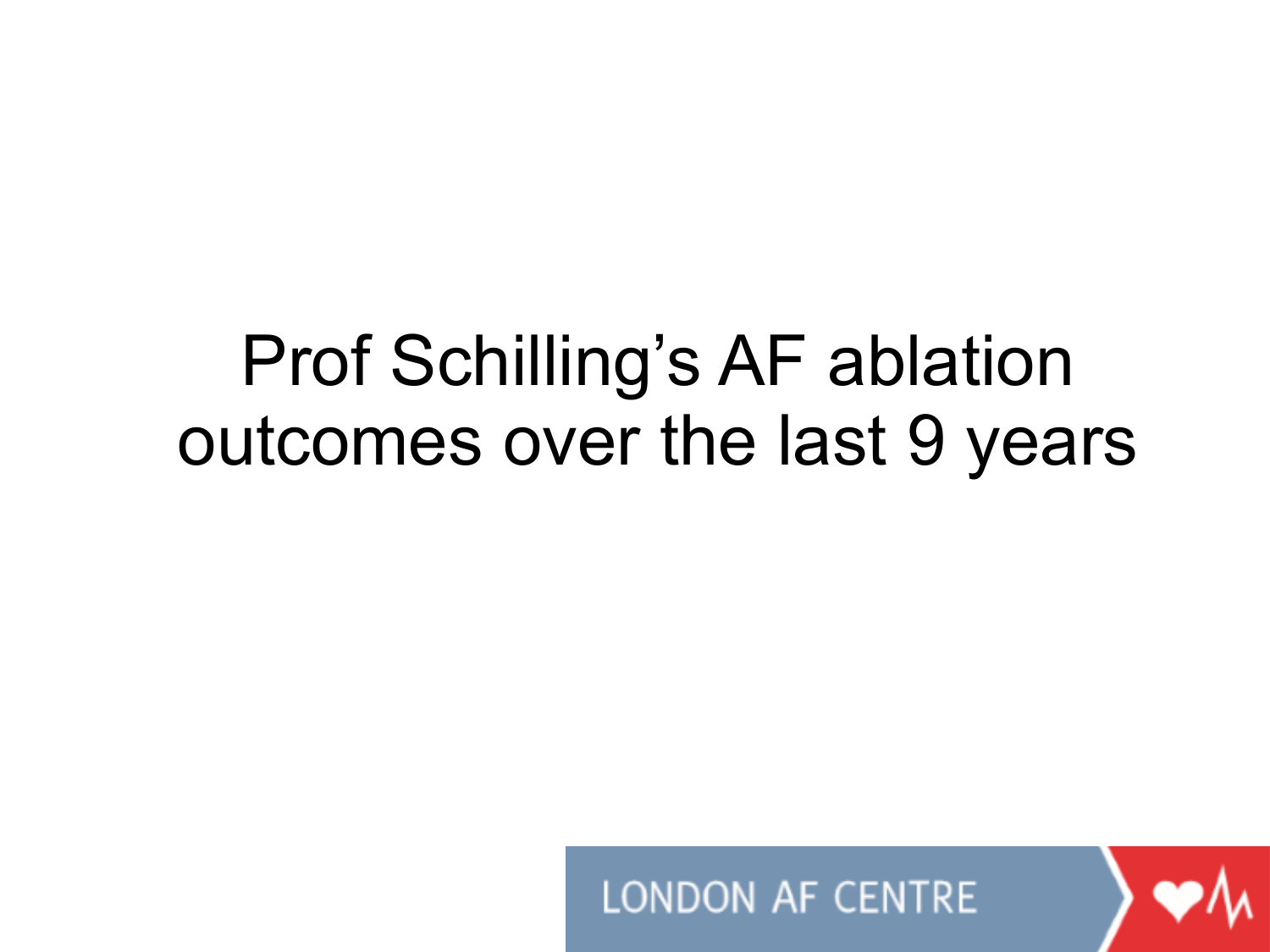# Prof Schilling's AF ablation outcomes over the last 9 years

LONDON AF CENTRE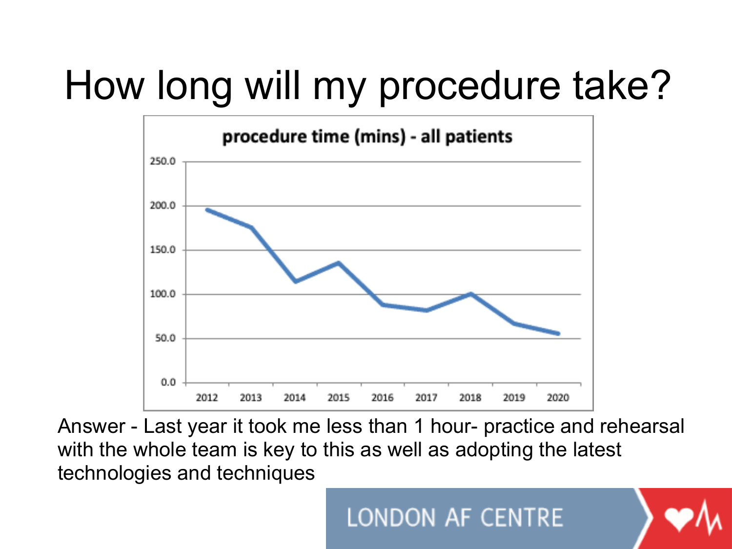# How long will my procedure take?

**procedure time (mins) - all patients**

Answer - Last year it took me less than 1 hour- practice and rehearsal with the whole team is key to this as well as adopting the latest technologies and techniques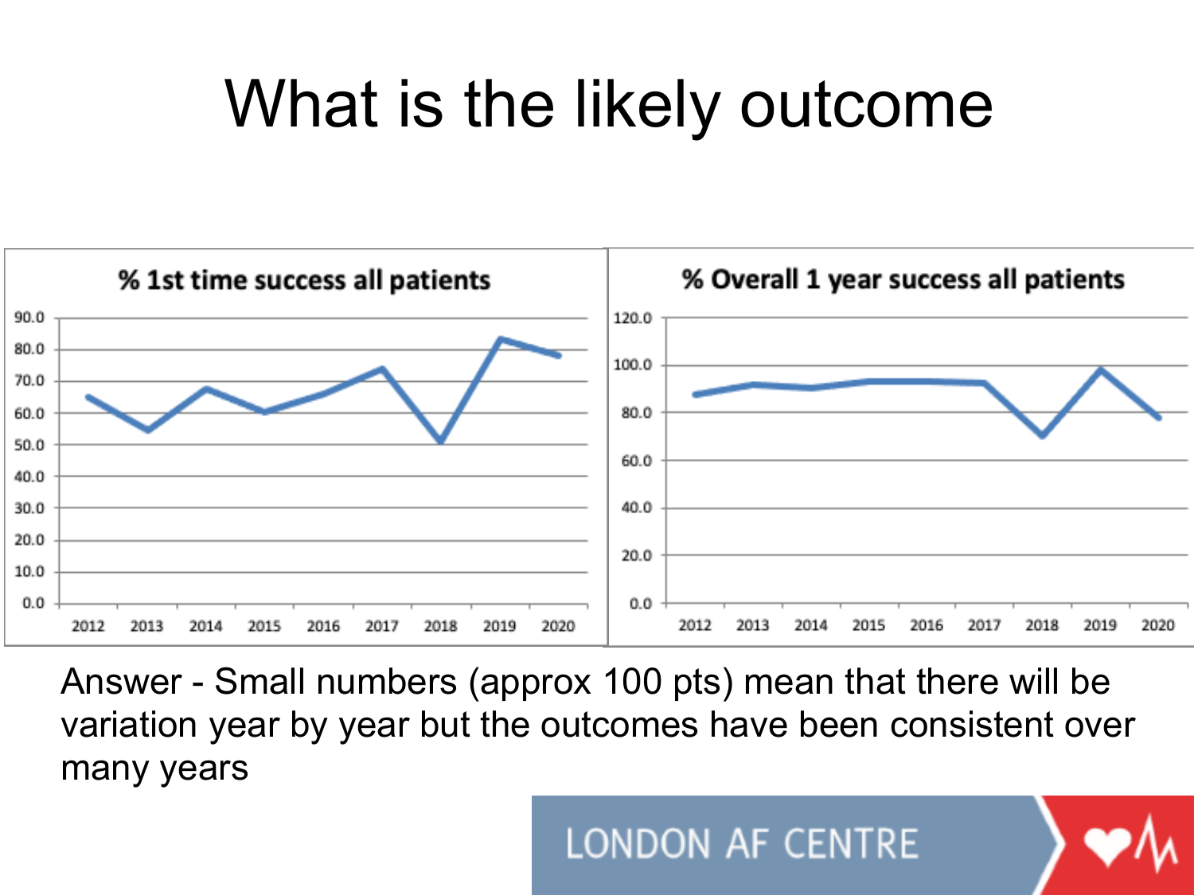# What is the likely outcome

**% 1st time success all patients**

**% Overall 1 year success all patients**

Answer - Small numbers (approx 100 pts) mean that there will be variation year by year but the outcomes have been consistent over many years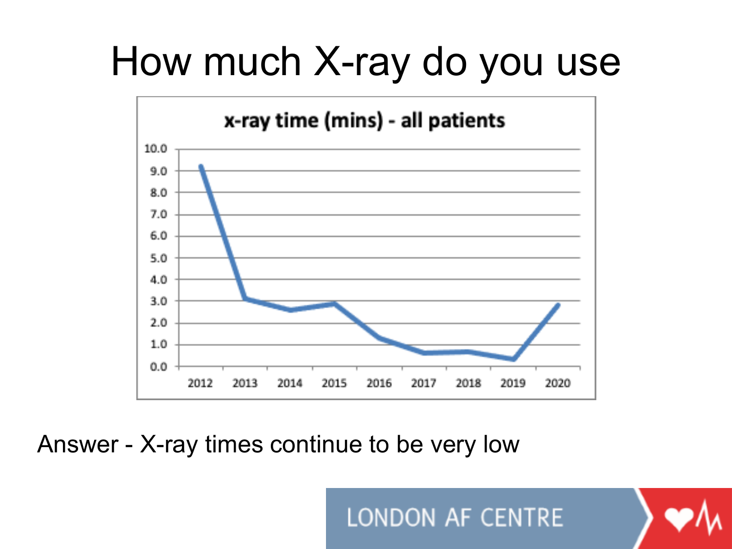# How much X-ray do you use

**x-ray time (mins) - all patients**

Answer - X-ray times continue to be very low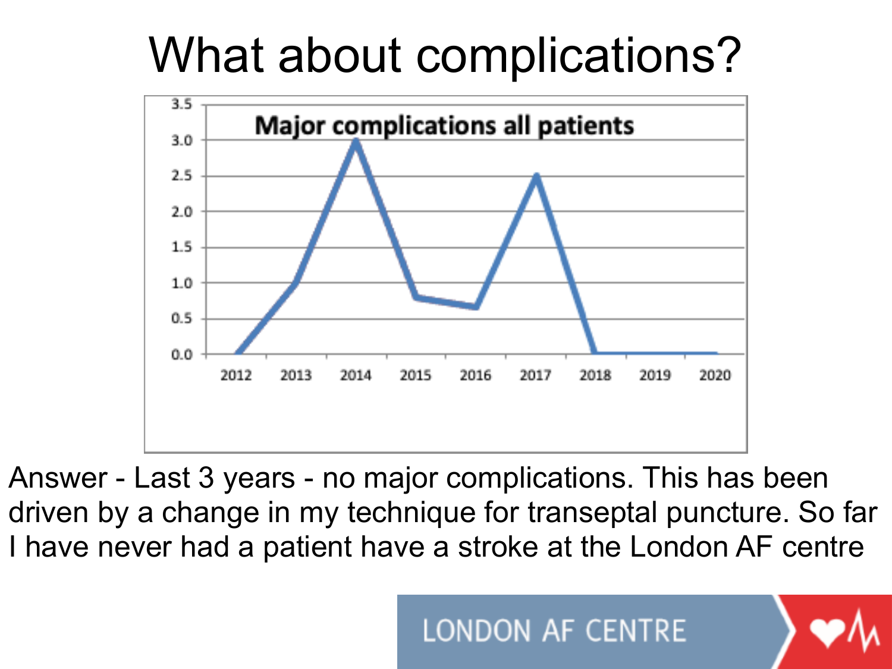# What about complications?

**Major complications all patients**

| Year | Major complications |
|---|---|
| 2012 | 0.0 |
| 2013 | 1.0 |
| 2014 | 3.0 |
| 2015 | 0.8 |
| 2016 | 0.65 |
| 2017 | 2.5 |
| 2018 | 0.0 |
| 2019 | 0.0 |
| 2020 | 0.0 |

Answer - Last 3 years - no major complications. This has been driven by a change in my technique for transeptal puncture. So far I have never had a patient have a stroke at the London AF centre

LONDON AF CENTRE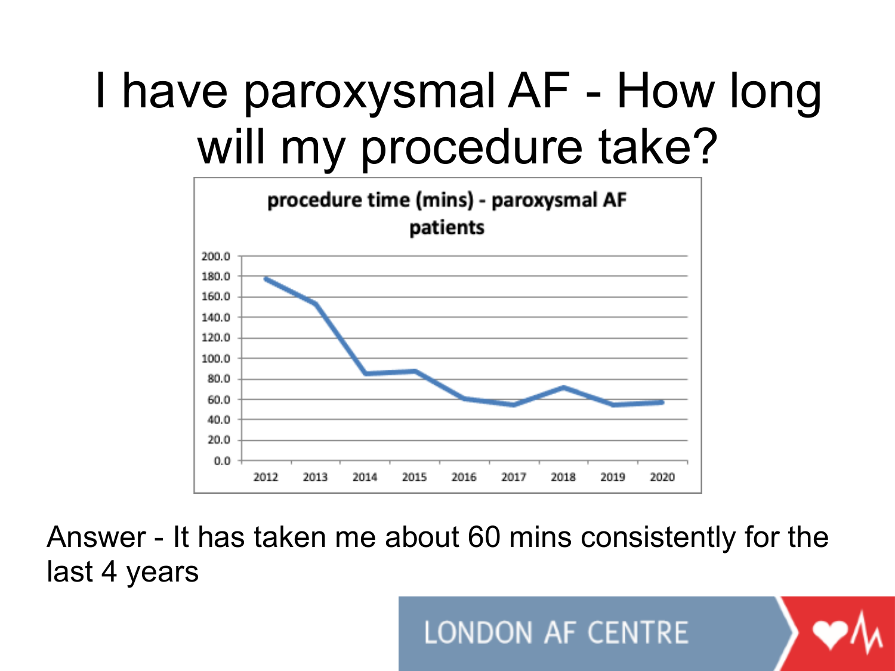# I have paroxysmal AF - How long will my procedure take?

**procedure time (mins) - paroxysmal AF patients**

| Year | Procedure time (mins) |
|---|---|
| 2012 | ~178 |
| 2013 | ~153 |
| 2014 | ~85 |
| 2015 | ~88 |
| 2016 | ~61 |
| 2017 | ~55 |
| 2018 | ~72 |
| 2019 | ~55 |
| 2020 | ~57 |

Answer - It has taken me about 60 mins consistently for the last 4 years

LONDON AF CENTRE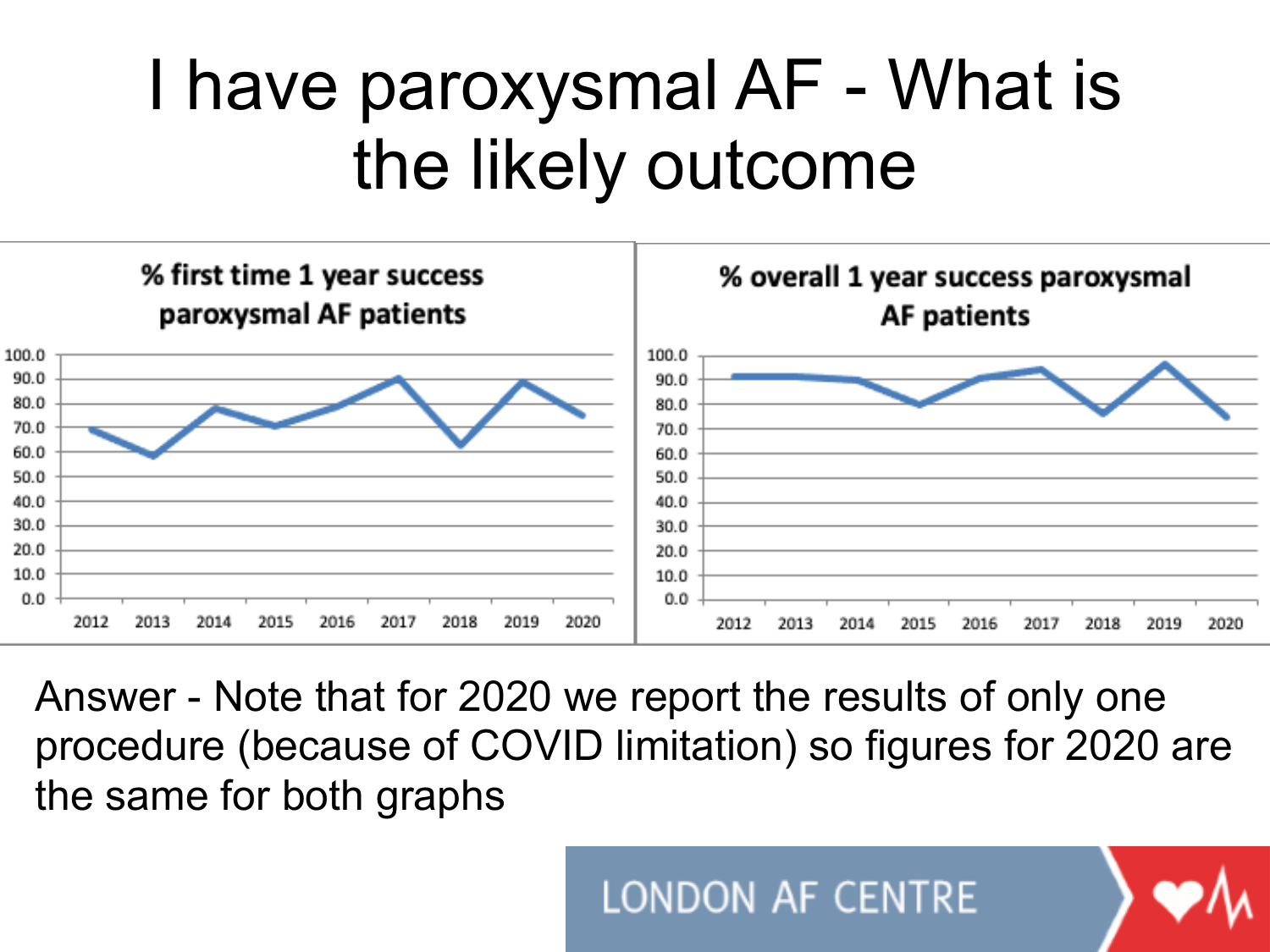# I have paroxysmal AF - What is the likely outcome

**% first time 1 year success paroxysmal AF patients**

**% overall 1 year success paroxysmal AF patients**

Answer - Note that for 2020 we report the results of only one procedure (because of COVID limitation) so figures for 2020 are the same for both graphs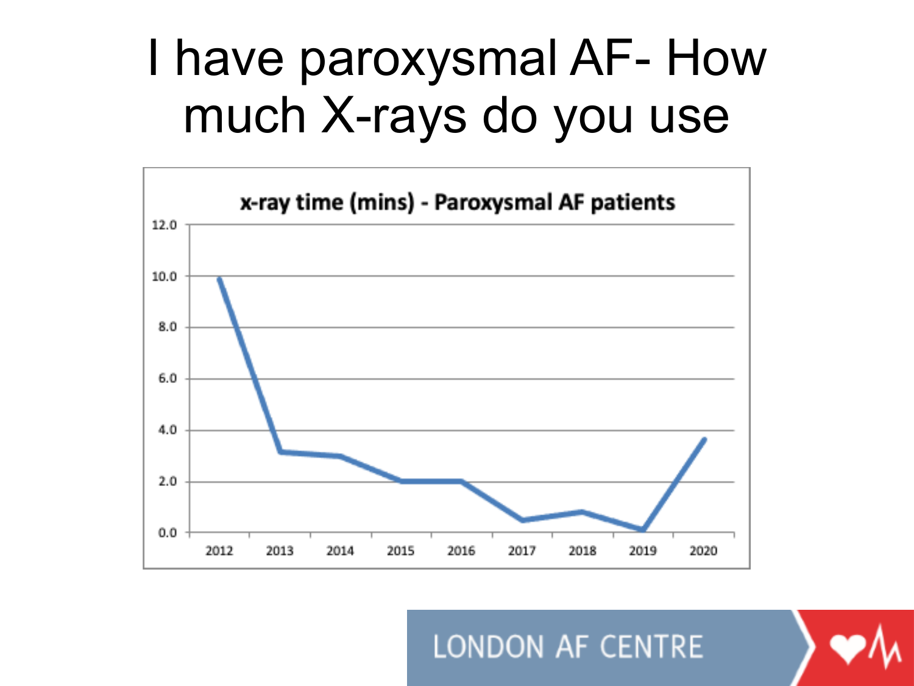# I have paroxysmal AF- How much X-rays do you use

**x-ray time (mins) - Paroxysmal AF patients**

| Year | x-ray time (mins) |
| --- | --- |
| 2012 | 9.9 |
| 2013 | 3.1 |
| 2014 | 3.0 |
| 2015 | 2.0 |
| 2016 | 2.0 |
| 2017 | 0.5 |
| 2018 | 0.8 |
| 2019 | 0.1 |
| 2020 | 3.7 |

LONDON AF CENTRE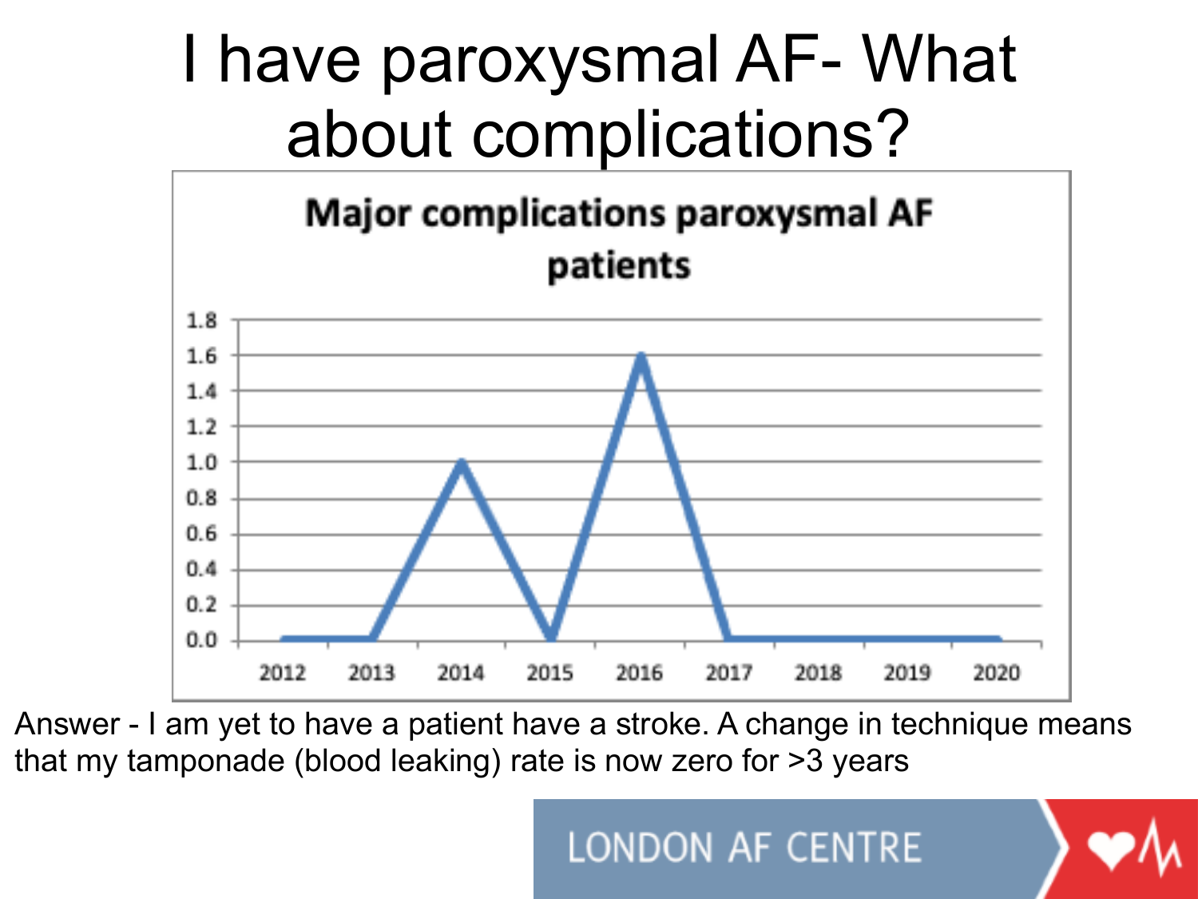# I have paroxysmal AF- What about complications?

**Major complications paroxysmal AF patients**

| Year | 2012 | 2013 | 2014 | 2015 | 2016 | 2017 | 2018 | 2019 | 2020 |
|---|---|---|---|---|---|---|---|---|---|
| Major complications | 0.0 | 0.0 | 1.0 | 0.0 | 1.6 | 0.0 | 0.0 | 0.0 | 0.0 |

Answer - I am yet to have a patient have a stroke. A change in technique means that my tamponade (blood leaking) rate is now zero for >3 years

LONDON AF CENTRE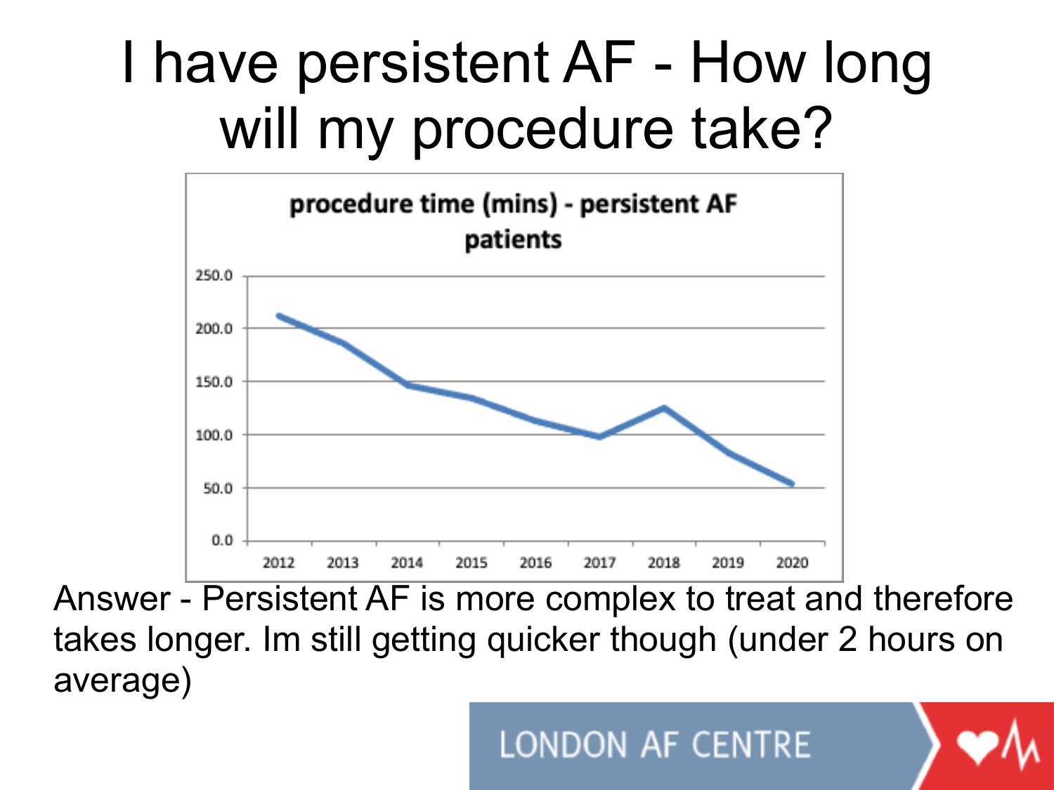# I have persistent AF - How long will my procedure take?

**procedure time (mins) - persistent AF patients**

Answer - Persistent AF is more complex to treat and therefore takes longer. Im still getting quicker though (under 2 hours on average)

LONDON AF CENTRE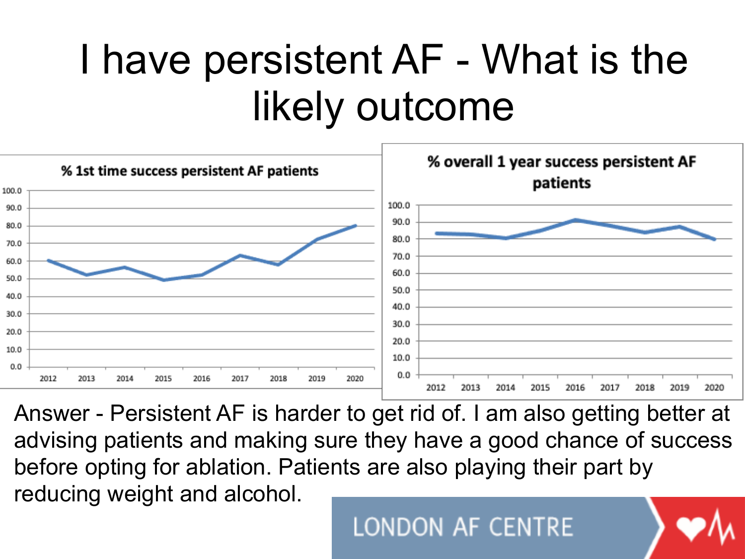# I have persistent AF - What is the likely outcome

**% 1st time success persistent AF patients**

**% overall 1 year success persistent AF patients**

Answer - Persistent AF is harder to get rid of. I am also getting better at advising patients and making sure they have a good chance of success before opting for ablation. Patients are also playing their part by reducing weight and alcohol.

LONDON AF CENTRE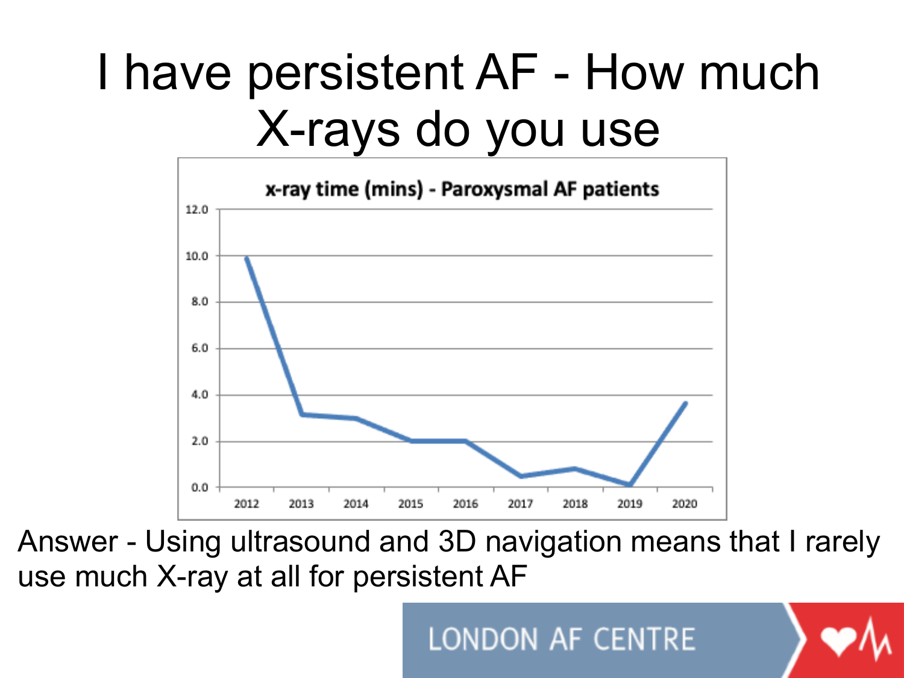# I have persistent AF - How much X-rays do you use

**x-ray time (mins) - Paroxysmal AF patients**

Answer - Using ultrasound and 3D navigation means that I rarely use much X-ray at all for persistent AF

LONDON AF CENTRE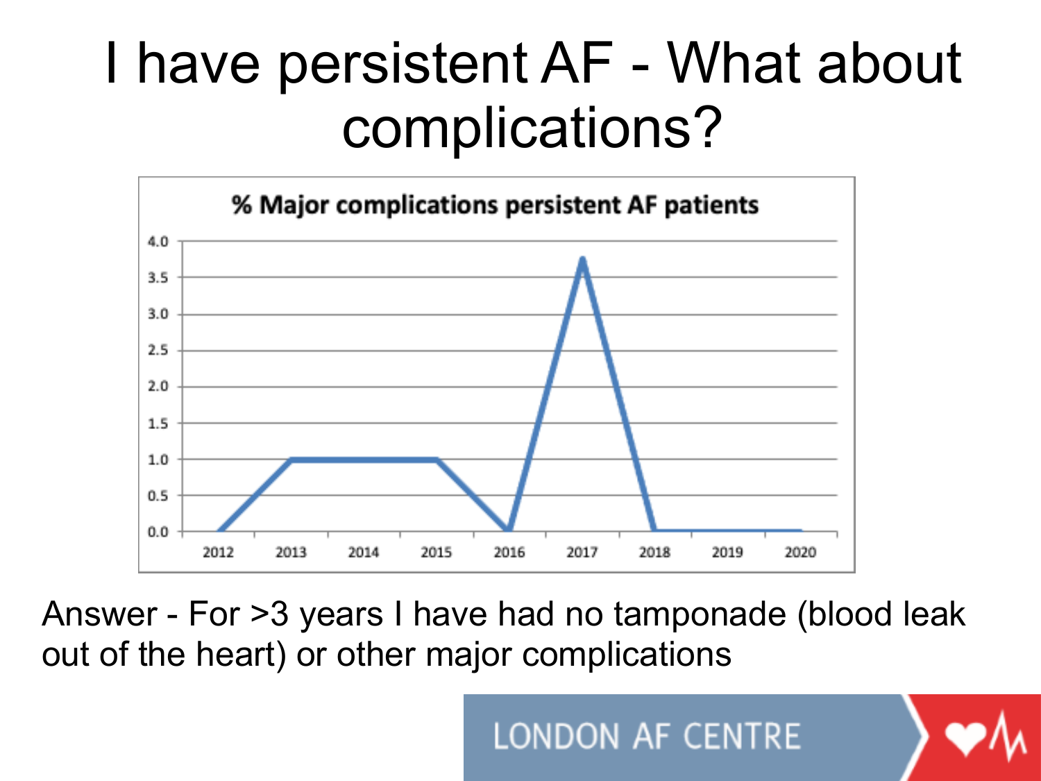# I have persistent AF - What about complications?

% Major complications persistent AF patients

4.0
3.5
3.0
2.5
2.0
1.5
1.0
0.5
0.0

2012 2013 2014 2015 2016 2017 2018 2019 2020

Answer - For >3 years I have had no tamponade (blood leak out of the heart) or other major complications

LONDON AF CENTRE